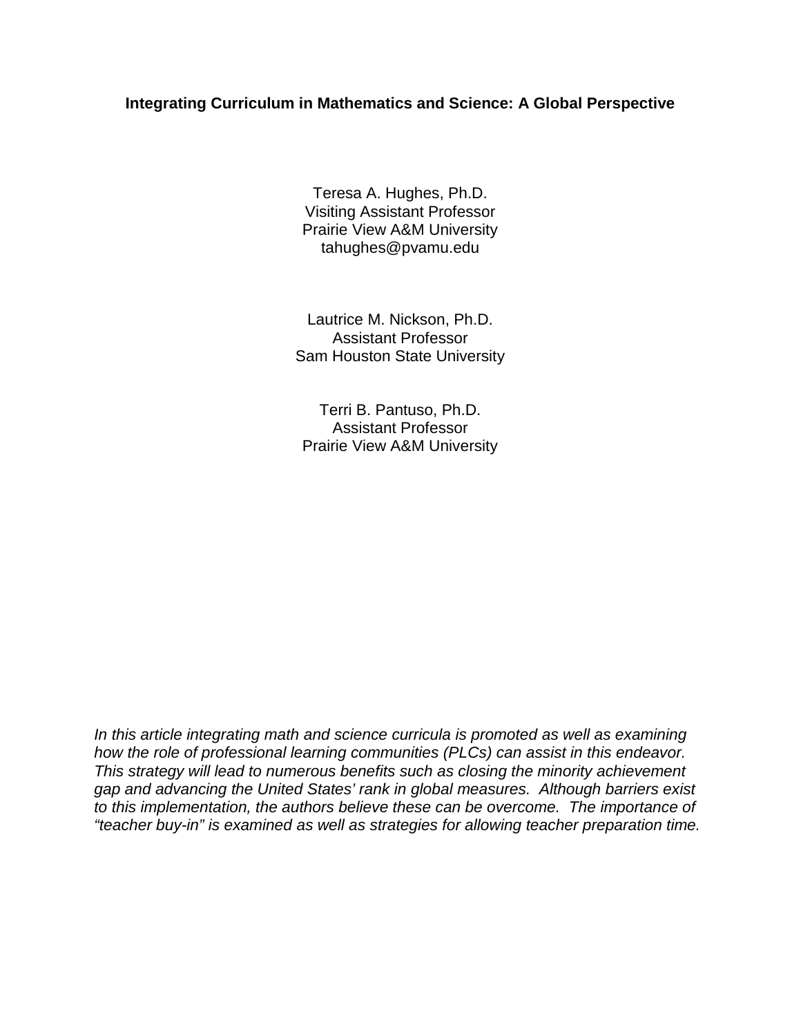**Integrating Curriculum in Mathematics and Science: A Global Perspective**

Teresa A. Hughes, Ph.D.
Visiting Assistant Professor
Prairie View A&M University
tahughes@pvamu.edu

Lautrice M. Nickson, Ph.D.
Assistant Professor
Sam Houston State University

Terri B. Pantuso, Ph.D.
Assistant Professor
Prairie View A&M University

*In this article integrating math and science curricula is promoted as well as examining how the role of professional learning communities (PLCs) can assist in this endeavor. This strategy will lead to numerous benefits such as closing the minority achievement gap and advancing the United States' rank in global measures. Although barriers exist to this implementation, the authors believe these can be overcome. The importance of "teacher buy-in" is examined as well as strategies for allowing teacher preparation time.*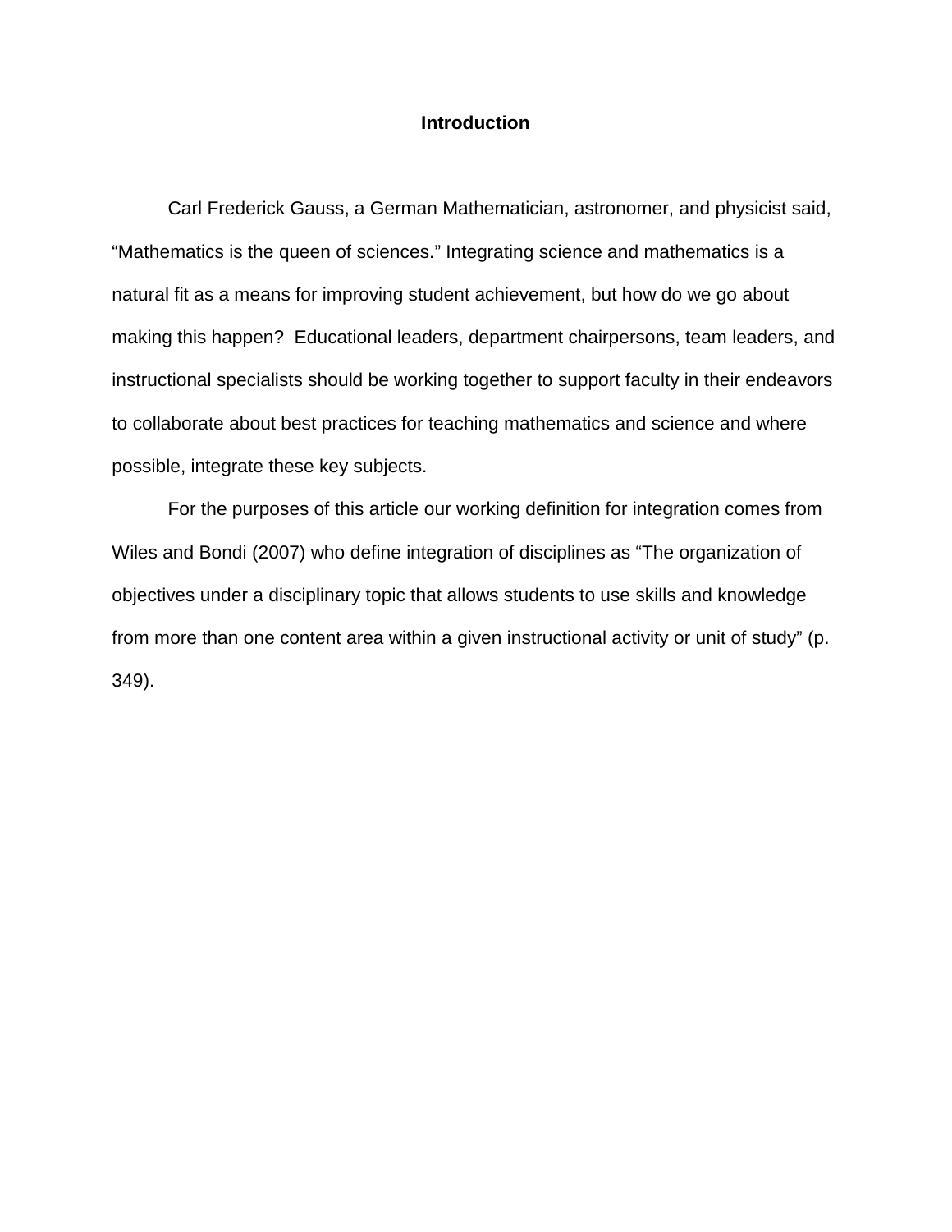## Introduction

Carl Frederick Gauss, a German Mathematician, astronomer, and physicist said, "Mathematics is the queen of sciences." Integrating science and mathematics is a natural fit as a means for improving student achievement, but how do we go about making this happen?  Educational leaders, department chairpersons, team leaders, and instructional specialists should be working together to support faculty in their endeavors to collaborate about best practices for teaching mathematics and science and where possible, integrate these key subjects.

For the purposes of this article our working definition for integration comes from Wiles and Bondi (2007) who define integration of disciplines as "The organization of objectives under a disciplinary topic that allows students to use skills and knowledge from more than one content area within a given instructional activity or unit of study" (p. 349).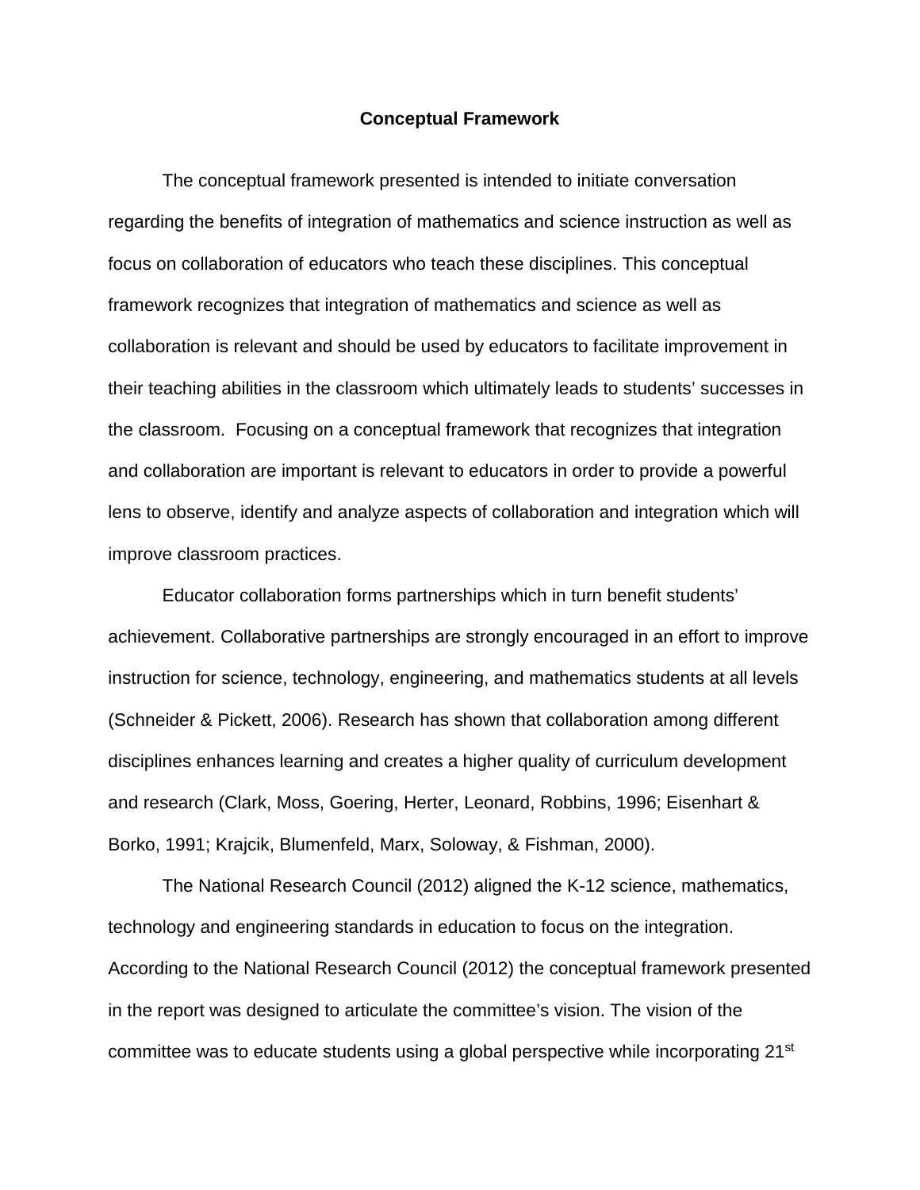## Conceptual Framework

The conceptual framework presented is intended to initiate conversation regarding the benefits of integration of mathematics and science instruction as well as focus on collaboration of educators who teach these disciplines. This conceptual framework recognizes that integration of mathematics and science as well as collaboration is relevant and should be used by educators to facilitate improvement in their teaching abilities in the classroom which ultimately leads to students' successes in the classroom. Focusing on a conceptual framework that recognizes that integration and collaboration are important is relevant to educators in order to provide a powerful lens to observe, identify and analyze aspects of collaboration and integration which will improve classroom practices.

Educator collaboration forms partnerships which in turn benefit students' achievement. Collaborative partnerships are strongly encouraged in an effort to improve instruction for science, technology, engineering, and mathematics students at all levels (Schneider & Pickett, 2006). Research has shown that collaboration among different disciplines enhances learning and creates a higher quality of curriculum development and research (Clark, Moss, Goering, Herter, Leonard, Robbins, 1996; Eisenhart & Borko, 1991; Krajcik, Blumenfeld, Marx, Soloway, & Fishman, 2000).

The National Research Council (2012) aligned the K-12 science, mathematics, technology and engineering standards in education to focus on the integration. According to the National Research Council (2012) the conceptual framework presented in the report was designed to articulate the committee's vision. The vision of the committee was to educate students using a global perspective while incorporating 21st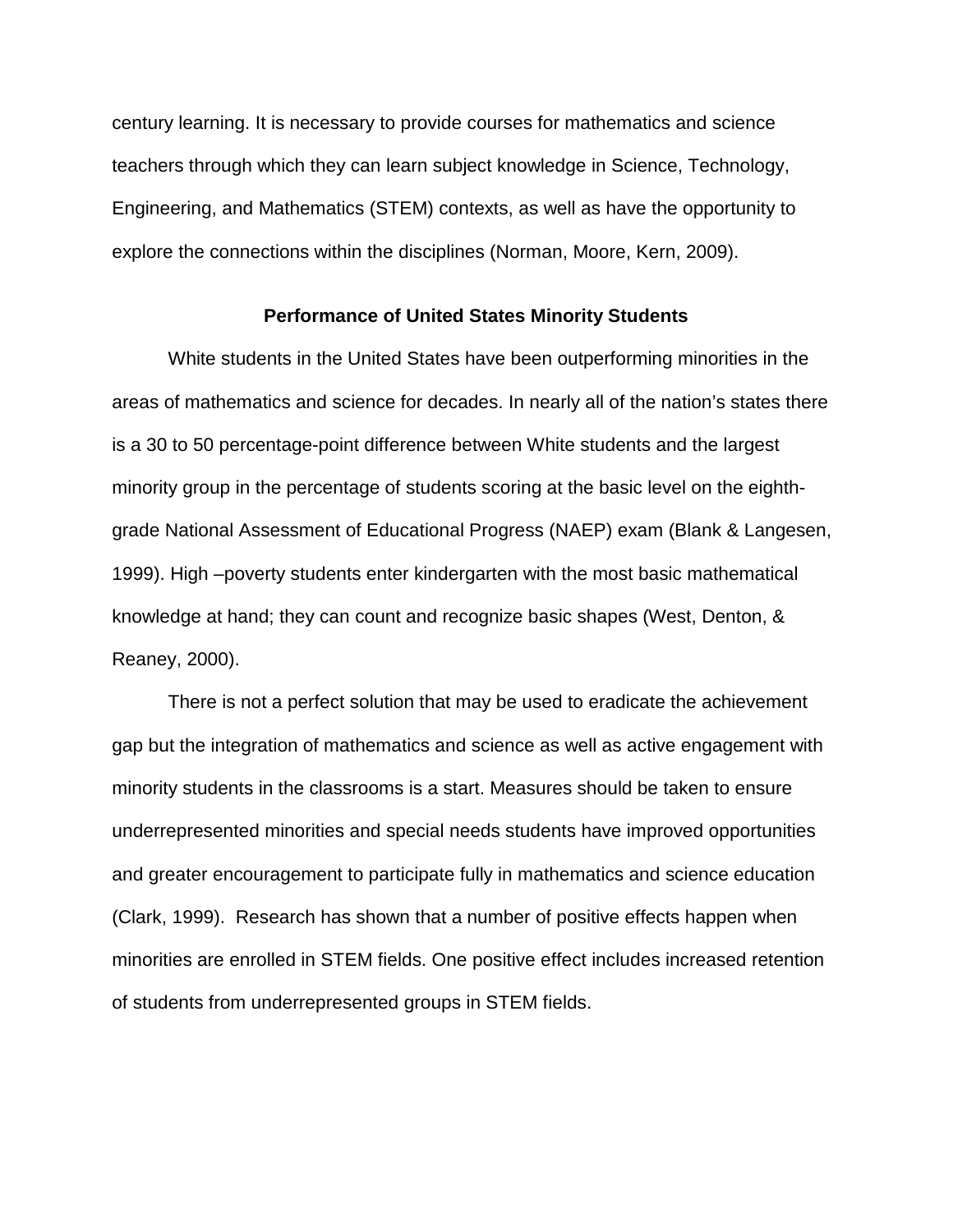century learning. It is necessary to provide courses for mathematics and science teachers through which they can learn subject knowledge in Science, Technology, Engineering, and Mathematics (STEM) contexts, as well as have the opportunity to explore the connections within the disciplines (Norman, Moore, Kern, 2009).

## Performance of United States Minority Students

White students in the United States have been outperforming minorities in the areas of mathematics and science for decades. In nearly all of the nation's states there is a 30 to 50 percentage-point difference between White students and the largest minority group in the percentage of students scoring at the basic level on the eighth-grade National Assessment of Educational Progress (NAEP) exam (Blank & Langesen, 1999). High –poverty students enter kindergarten with the most basic mathematical knowledge at hand; they can count and recognize basic shapes (West, Denton, & Reaney, 2000).

There is not a perfect solution that may be used to eradicate the achievement gap but the integration of mathematics and science as well as active engagement with minority students in the classrooms is a start. Measures should be taken to ensure underrepresented minorities and special needs students have improved opportunities and greater encouragement to participate fully in mathematics and science education (Clark, 1999). Research has shown that a number of positive effects happen when minorities are enrolled in STEM fields. One positive effect includes increased retention of students from underrepresented groups in STEM fields.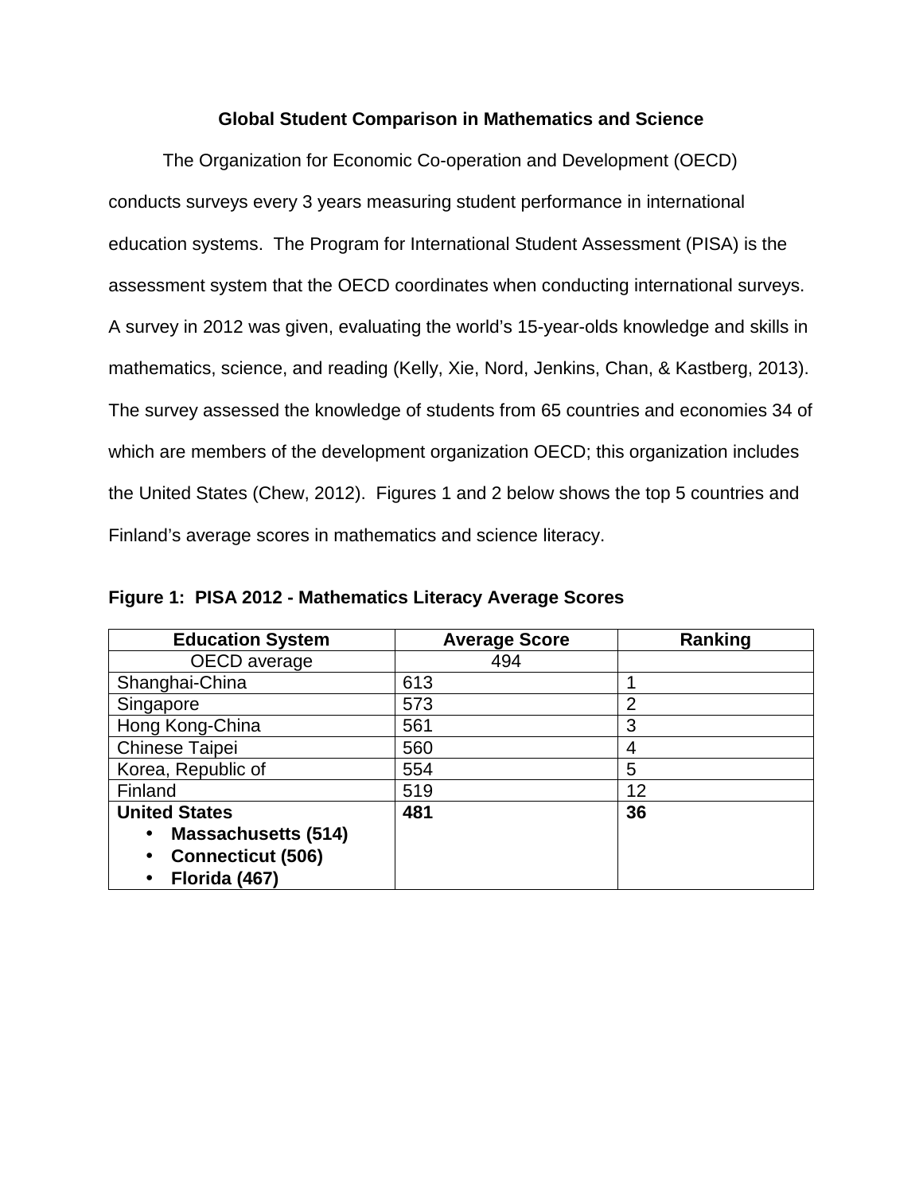**Global Student Comparison in Mathematics and Science**

The Organization for Economic Co-operation and Development (OECD) conducts surveys every 3 years measuring student performance in international education systems. The Program for International Student Assessment (PISA) is the assessment system that the OECD coordinates when conducting international surveys. A survey in 2012 was given, evaluating the world's 15-year-olds knowledge and skills in mathematics, science, and reading (Kelly, Xie, Nord, Jenkins, Chan, & Kastberg, 2013). The survey assessed the knowledge of students from 65 countries and economies 34 of which are members of the development organization OECD; this organization includes the United States (Chew, 2012). Figures 1 and 2 below shows the top 5 countries and Finland's average scores in mathematics and science literacy.

**Figure 1: PISA 2012 - Mathematics Literacy Average Scores**

| Education System | Average Score | Ranking |
|---|---|---|
| OECD average | 494 | |
| Shanghai-China | 613 | 1 |
| Singapore | 573 | 2 |
| Hong Kong-China | 561 | 3 |
| Chinese Taipei | 560 | 4 |
| Korea, Republic of | 554 | 5 |
| Finland | 519 | 12 |
| **United States**<br>• **Massachusetts (514)**<br>• **Connecticut (506)**<br>• **Florida (467)** | **481** | **36** |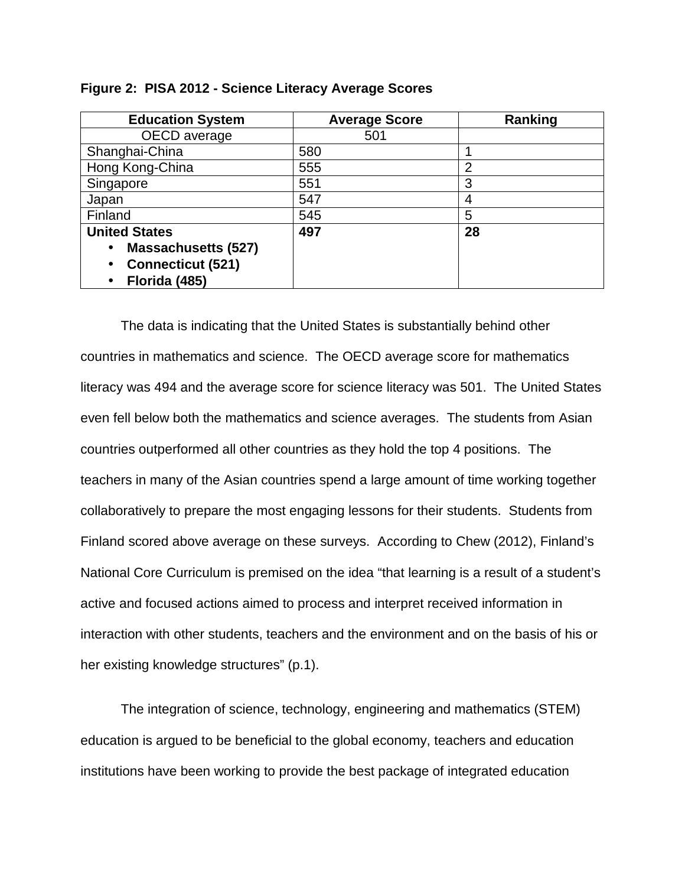**Figure 2: PISA 2012 - Science Literacy Average Scores**

| Education System | Average Score | Ranking |
|---|---|---|
| OECD average | 501 | |
| Shanghai-China | 580 | 1 |
| Hong Kong-China | 555 | 2 |
| Singapore | 551 | 3 |
| Japan | 547 | 4 |
| Finland | 545 | 5 |
| **United States**<br>• **Massachusetts (527)**<br>• **Connecticut (521)**<br>• **Florida (485)** | **497** | **28** |

The data is indicating that the United States is substantially behind other countries in mathematics and science. The OECD average score for mathematics literacy was 494 and the average score for science literacy was 501. The United States even fell below both the mathematics and science averages. The students from Asian countries outperformed all other countries as they hold the top 4 positions. The teachers in many of the Asian countries spend a large amount of time working together collaboratively to prepare the most engaging lessons for their students. Students from Finland scored above average on these surveys. According to Chew (2012), Finland's National Core Curriculum is premised on the idea "that learning is a result of a student's active and focused actions aimed to process and interpret received information in interaction with other students, teachers and the environment and on the basis of his or her existing knowledge structures" (p.1).

The integration of science, technology, engineering and mathematics (STEM) education is argued to be beneficial to the global economy, teachers and education institutions have been working to provide the best package of integrated education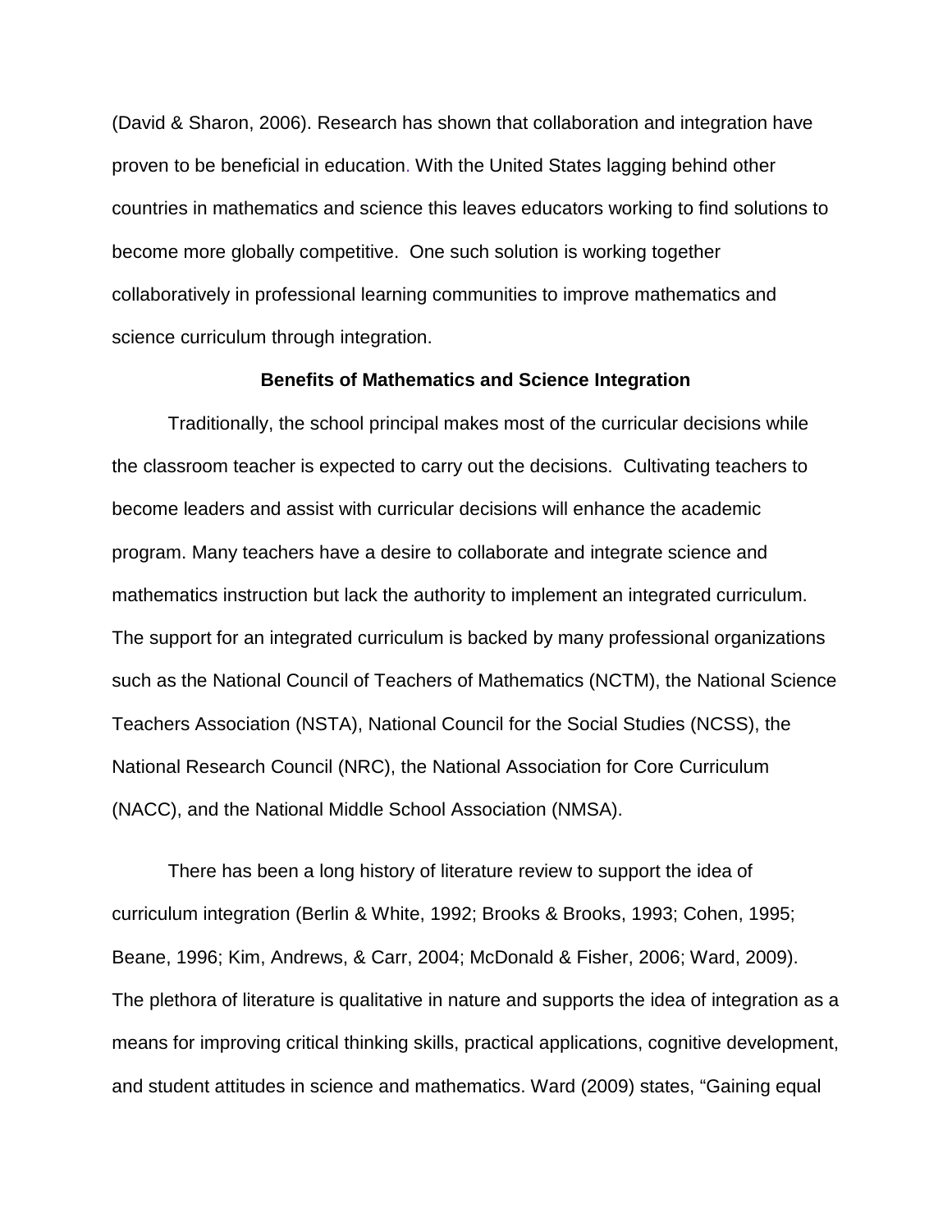(David & Sharon, 2006). Research has shown that collaboration and integration have proven to be beneficial in education. With the United States lagging behind other countries in mathematics and science this leaves educators working to find solutions to become more globally competitive. One such solution is working together collaboratively in professional learning communities to improve mathematics and science curriculum through integration.

## Benefits of Mathematics and Science Integration

Traditionally, the school principal makes most of the curricular decisions while the classroom teacher is expected to carry out the decisions. Cultivating teachers to become leaders and assist with curricular decisions will enhance the academic program. Many teachers have a desire to collaborate and integrate science and mathematics instruction but lack the authority to implement an integrated curriculum. The support for an integrated curriculum is backed by many professional organizations such as the National Council of Teachers of Mathematics (NCTM), the National Science Teachers Association (NSTA), National Council for the Social Studies (NCSS), the National Research Council (NRC), the National Association for Core Curriculum (NACC), and the National Middle School Association (NMSA).

There has been a long history of literature review to support the idea of curriculum integration (Berlin & White, 1992; Brooks & Brooks, 1993; Cohen, 1995; Beane, 1996; Kim, Andrews, & Carr, 2004; McDonald & Fisher, 2006; Ward, 2009). The plethora of literature is qualitative in nature and supports the idea of integration as a means for improving critical thinking skills, practical applications, cognitive development, and student attitudes in science and mathematics. Ward (2009) states, "Gaining equal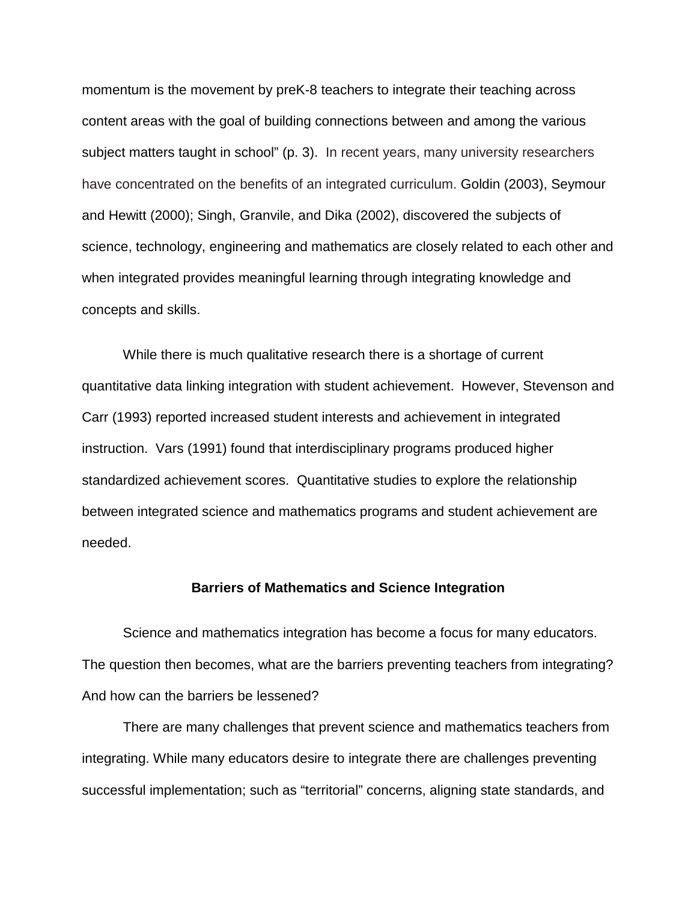momentum is the movement by preK-8 teachers to integrate their teaching across content areas with the goal of building connections between and among the various subject matters taught in school" (p. 3). In recent years, many university researchers have concentrated on the benefits of an integrated curriculum. Goldin (2003), Seymour and Hewitt (2000); Singh, Granvile, and Dika (2002), discovered the subjects of science, technology, engineering and mathematics are closely related to each other and when integrated provides meaningful learning through integrating knowledge and concepts and skills.

While there is much qualitative research there is a shortage of current quantitative data linking integration with student achievement. However, Stevenson and Carr (1993) reported increased student interests and achievement in integrated instruction. Vars (1991) found that interdisciplinary programs produced higher standardized achievement scores. Quantitative studies to explore the relationship between integrated science and mathematics programs and student achievement are needed.

## Barriers of Mathematics and Science Integration

Science and mathematics integration has become a focus for many educators. The question then becomes, what are the barriers preventing teachers from integrating? And how can the barriers be lessened?

There are many challenges that prevent science and mathematics teachers from integrating. While many educators desire to integrate there are challenges preventing successful implementation; such as "territorial" concerns, aligning state standards, and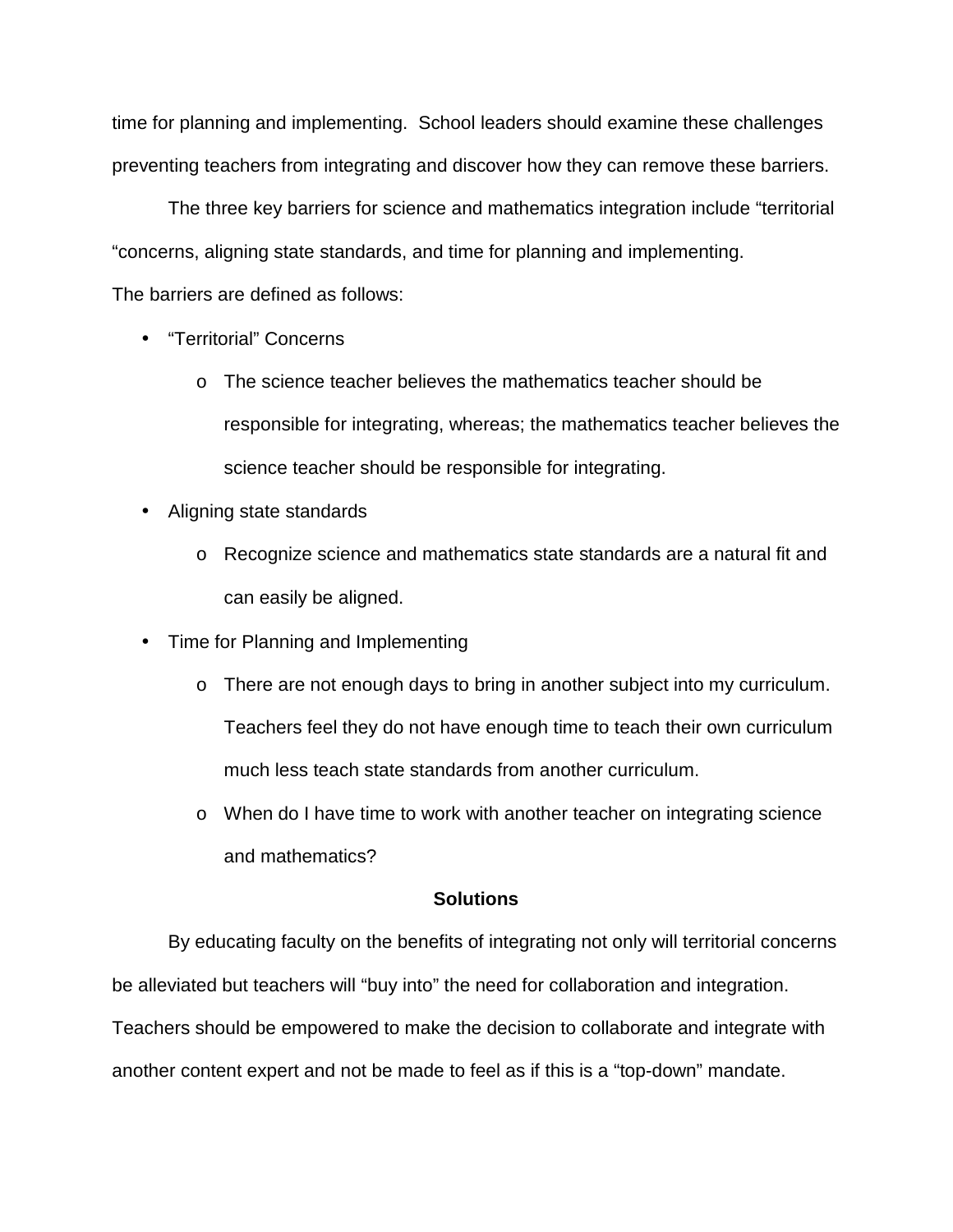time for planning and implementing. School leaders should examine these challenges preventing teachers from integrating and discover how they can remove these barriers.

The three key barriers for science and mathematics integration include "territorial "concerns, aligning state standards, and time for planning and implementing.

The barriers are defined as follows:

- "Territorial" Concerns
  - The science teacher believes the mathematics teacher should be responsible for integrating, whereas; the mathematics teacher believes the science teacher should be responsible for integrating.
- Aligning state standards
  - Recognize science and mathematics state standards are a natural fit and can easily be aligned.
- Time for Planning and Implementing
  - There are not enough days to bring in another subject into my curriculum. Teachers feel they do not have enough time to teach their own curriculum much less teach state standards from another curriculum.
  - When do I have time to work with another teacher on integrating science and mathematics?

**Solutions**

By educating faculty on the benefits of integrating not only will territorial concerns be alleviated but teachers will "buy into" the need for collaboration and integration. Teachers should be empowered to make the decision to collaborate and integrate with another content expert and not be made to feel as if this is a "top-down" mandate.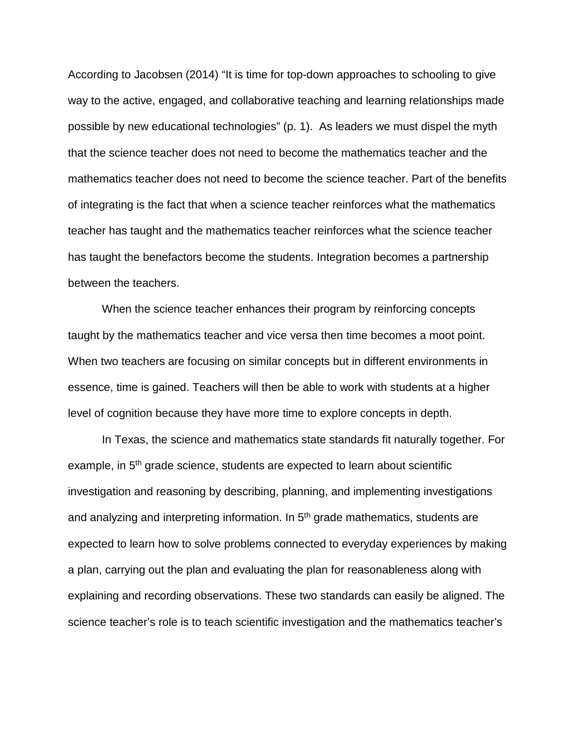According to Jacobsen (2014) “It is time for top-down approaches to schooling to give way to the active, engaged, and collaborative teaching and learning relationships made possible by new educational technologies” (p. 1).  As leaders we must dispel the myth that the science teacher does not need to become the mathematics teacher and the mathematics teacher does not need to become the science teacher. Part of the benefits of integrating is the fact that when a science teacher reinforces what the mathematics teacher has taught and the mathematics teacher reinforces what the science teacher has taught the benefactors become the students. Integration becomes a partnership between the teachers.

When the science teacher enhances their program by reinforcing concepts taught by the mathematics teacher and vice versa then time becomes a moot point. When two teachers are focusing on similar concepts but in different environments in essence, time is gained. Teachers will then be able to work with students at a higher level of cognition because they have more time to explore concepts in depth.

In Texas, the science and mathematics state standards fit naturally together. For example, in 5th grade science, students are expected to learn about scientific investigation and reasoning by describing, planning, and implementing investigations and analyzing and interpreting information. In 5th grade mathematics, students are expected to learn how to solve problems connected to everyday experiences by making a plan, carrying out the plan and evaluating the plan for reasonableness along with explaining and recording observations. These two standards can easily be aligned. The science teacher’s role is to teach scientific investigation and the mathematics teacher’s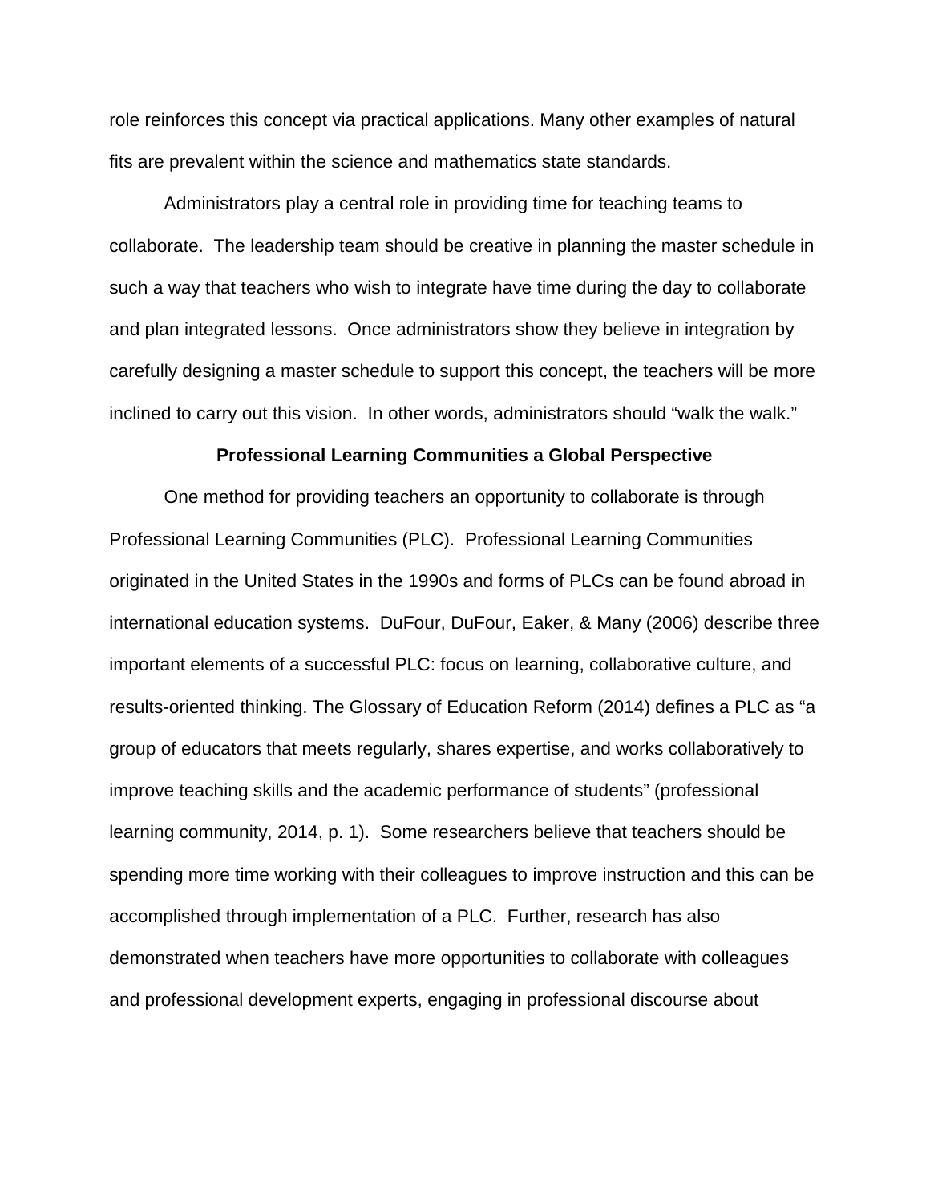role reinforces this concept via practical applications. Many other examples of natural fits are prevalent within the science and mathematics state standards.

Administrators play a central role in providing time for teaching teams to collaborate. The leadership team should be creative in planning the master schedule in such a way that teachers who wish to integrate have time during the day to collaborate and plan integrated lessons. Once administrators show they believe in integration by carefully designing a master schedule to support this concept, the teachers will be more inclined to carry out this vision. In other words, administrators should "walk the walk."

## Professional Learning Communities a Global Perspective

One method for providing teachers an opportunity to collaborate is through Professional Learning Communities (PLC). Professional Learning Communities originated in the United States in the 1990s and forms of PLCs can be found abroad in international education systems. DuFour, DuFour, Eaker, & Many (2006) describe three important elements of a successful PLC: focus on learning, collaborative culture, and results-oriented thinking. The Glossary of Education Reform (2014) defines a PLC as "a group of educators that meets regularly, shares expertise, and works collaboratively to improve teaching skills and the academic performance of students" (professional learning community, 2014, p. 1). Some researchers believe that teachers should be spending more time working with their colleagues to improve instruction and this can be accomplished through implementation of a PLC. Further, research has also demonstrated when teachers have more opportunities to collaborate with colleagues and professional development experts, engaging in professional discourse about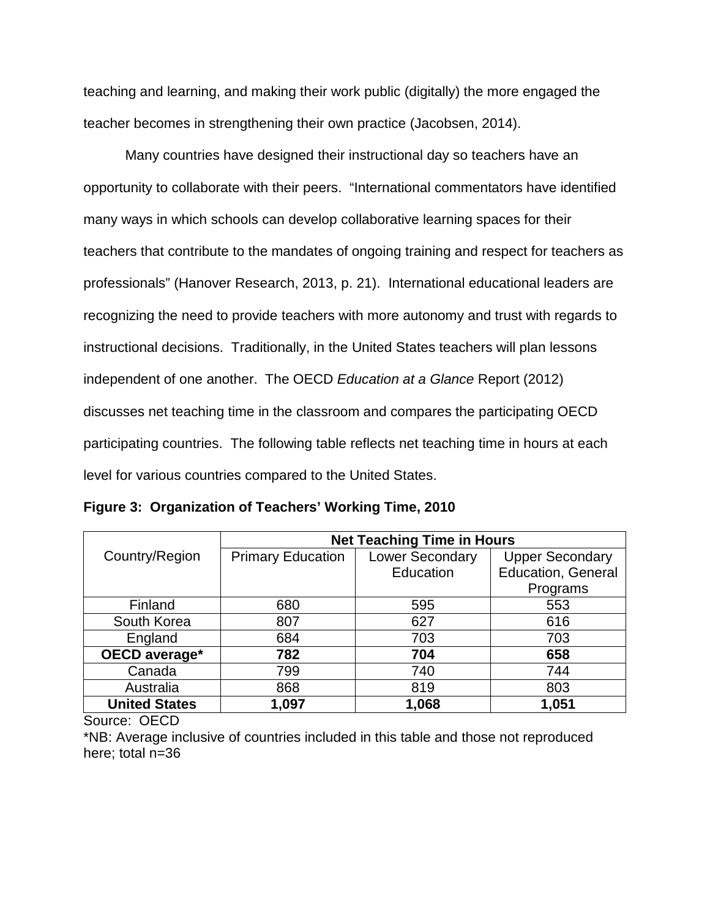teaching and learning, and making their work public (digitally) the more engaged the teacher becomes in strengthening their own practice (Jacobsen, 2014).

Many countries have designed their instructional day so teachers have an opportunity to collaborate with their peers. "International commentators have identified many ways in which schools can develop collaborative learning spaces for their teachers that contribute to the mandates of ongoing training and respect for teachers as professionals" (Hanover Research, 2013, p. 21). International educational leaders are recognizing the need to provide teachers with more autonomy and trust with regards to instructional decisions. Traditionally, in the United States teachers will plan lessons independent of one another. The OECD *Education at a Glance* Report (2012) discusses net teaching time in the classroom and compares the participating OECD participating countries. The following table reflects net teaching time in hours at each level for various countries compared to the United States.

**Figure 3: Organization of Teachers' Working Time, 2010**

| Country/Region | **Net Teaching Time in Hours** | | |
|---|---|---|---|
| | Primary Education | Lower Secondary Education | Upper Secondary Education, General Programs |
| Finland | 680 | 595 | 553 |
| South Korea | 807 | 627 | 616 |
| England | 684 | 703 | 703 |
| **OECD average*** | **782** | **704** | **658** |
| Canada | 799 | 740 | 744 |
| Australia | 868 | 819 | 803 |
| **United States** | **1,097** | **1,068** | **1,051** |

Source: OECD

*NB: Average inclusive of countries included in this table and those not reproduced here; total n=36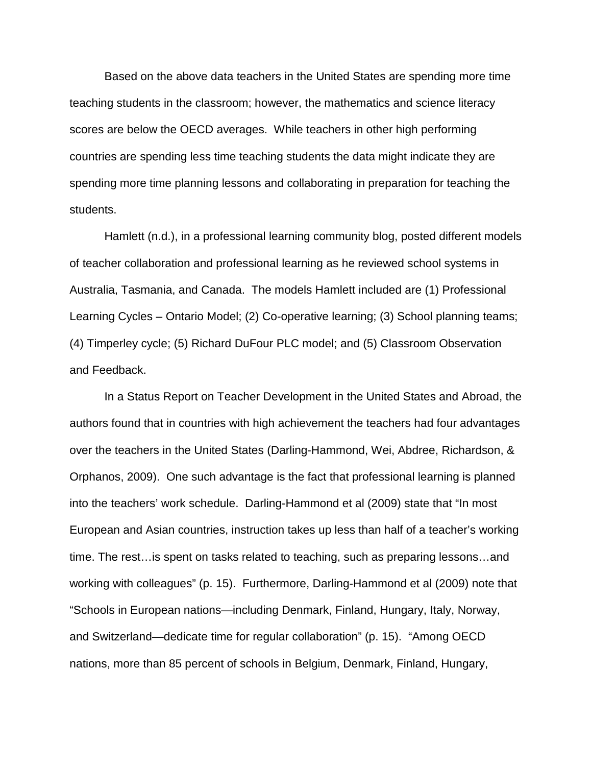Based on the above data teachers in the United States are spending more time teaching students in the classroom; however, the mathematics and science literacy scores are below the OECD averages. While teachers in other high performing countries are spending less time teaching students the data might indicate they are spending more time planning lessons and collaborating in preparation for teaching the students.

Hamlett (n.d.), in a professional learning community blog, posted different models of teacher collaboration and professional learning as he reviewed school systems in Australia, Tasmania, and Canada. The models Hamlett included are (1) Professional Learning Cycles – Ontario Model; (2) Co-operative learning; (3) School planning teams; (4) Timperley cycle; (5) Richard DuFour PLC model; and (5) Classroom Observation and Feedback.

In a Status Report on Teacher Development in the United States and Abroad, the authors found that in countries with high achievement the teachers had four advantages over the teachers in the United States (Darling-Hammond, Wei, Abdree, Richardson, & Orphanos, 2009). One such advantage is the fact that professional learning is planned into the teachers' work schedule. Darling-Hammond et al (2009) state that "In most European and Asian countries, instruction takes up less than half of a teacher's working time. The rest…is spent on tasks related to teaching, such as preparing lessons…and working with colleagues" (p. 15). Furthermore, Darling-Hammond et al (2009) note that "Schools in European nations—including Denmark, Finland, Hungary, Italy, Norway, and Switzerland—dedicate time for regular collaboration" (p. 15). "Among OECD nations, more than 85 percent of schools in Belgium, Denmark, Finland, Hungary,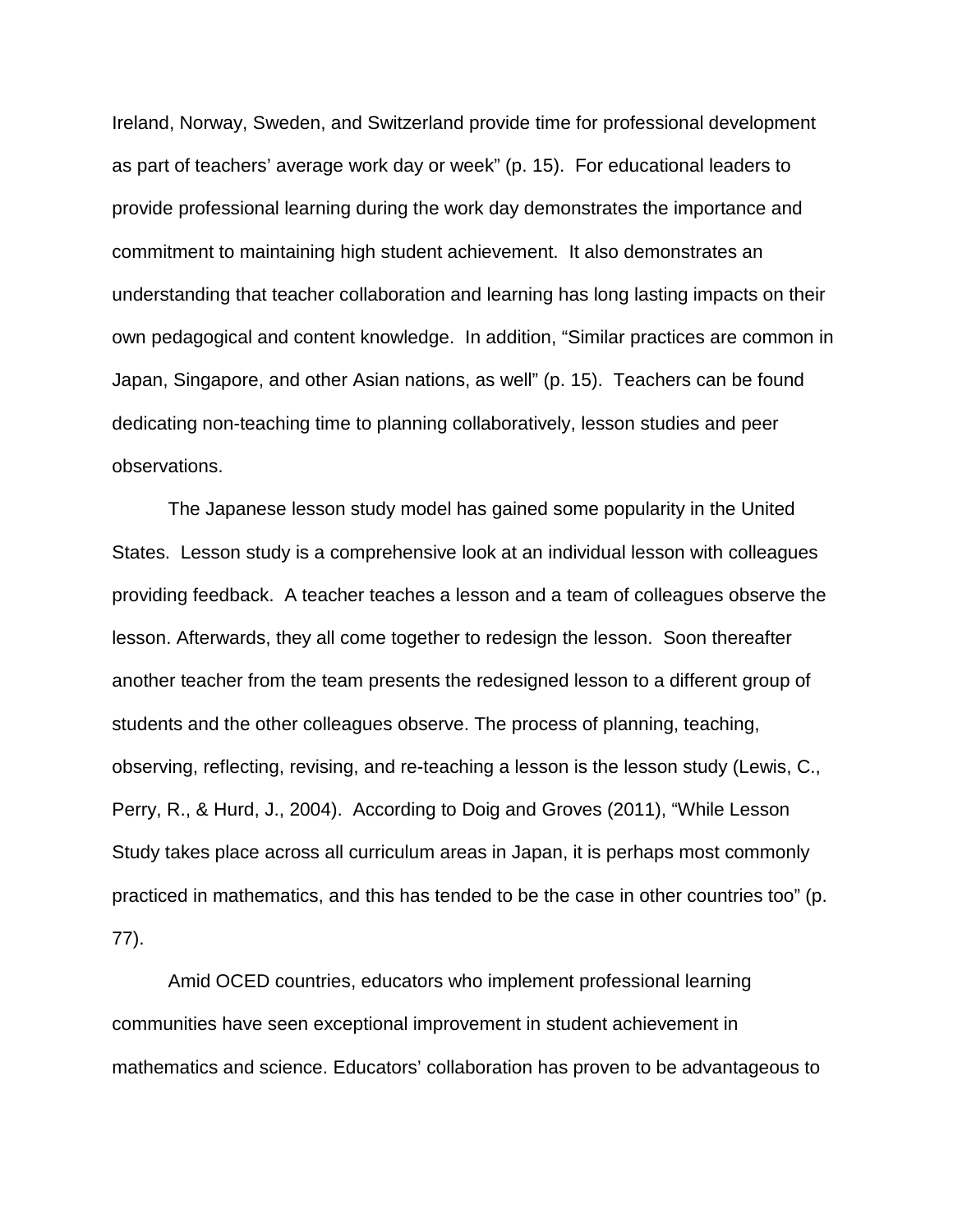Ireland, Norway, Sweden, and Switzerland provide time for professional development as part of teachers' average work day or week" (p. 15). For educational leaders to provide professional learning during the work day demonstrates the importance and commitment to maintaining high student achievement. It also demonstrates an understanding that teacher collaboration and learning has long lasting impacts on their own pedagogical and content knowledge. In addition, "Similar practices are common in Japan, Singapore, and other Asian nations, as well" (p. 15). Teachers can be found dedicating non-teaching time to planning collaboratively, lesson studies and peer observations.

The Japanese lesson study model has gained some popularity in the United States. Lesson study is a comprehensive look at an individual lesson with colleagues providing feedback. A teacher teaches a lesson and a team of colleagues observe the lesson. Afterwards, they all come together to redesign the lesson. Soon thereafter another teacher from the team presents the redesigned lesson to a different group of students and the other colleagues observe. The process of planning, teaching, observing, reflecting, revising, and re-teaching a lesson is the lesson study (Lewis, C., Perry, R., & Hurd, J., 2004). According to Doig and Groves (2011), "While Lesson Study takes place across all curriculum areas in Japan, it is perhaps most commonly practiced in mathematics, and this has tended to be the case in other countries too" (p. 77).

Amid OCED countries, educators who implement professional learning communities have seen exceptional improvement in student achievement in mathematics and science. Educators' collaboration has proven to be advantageous to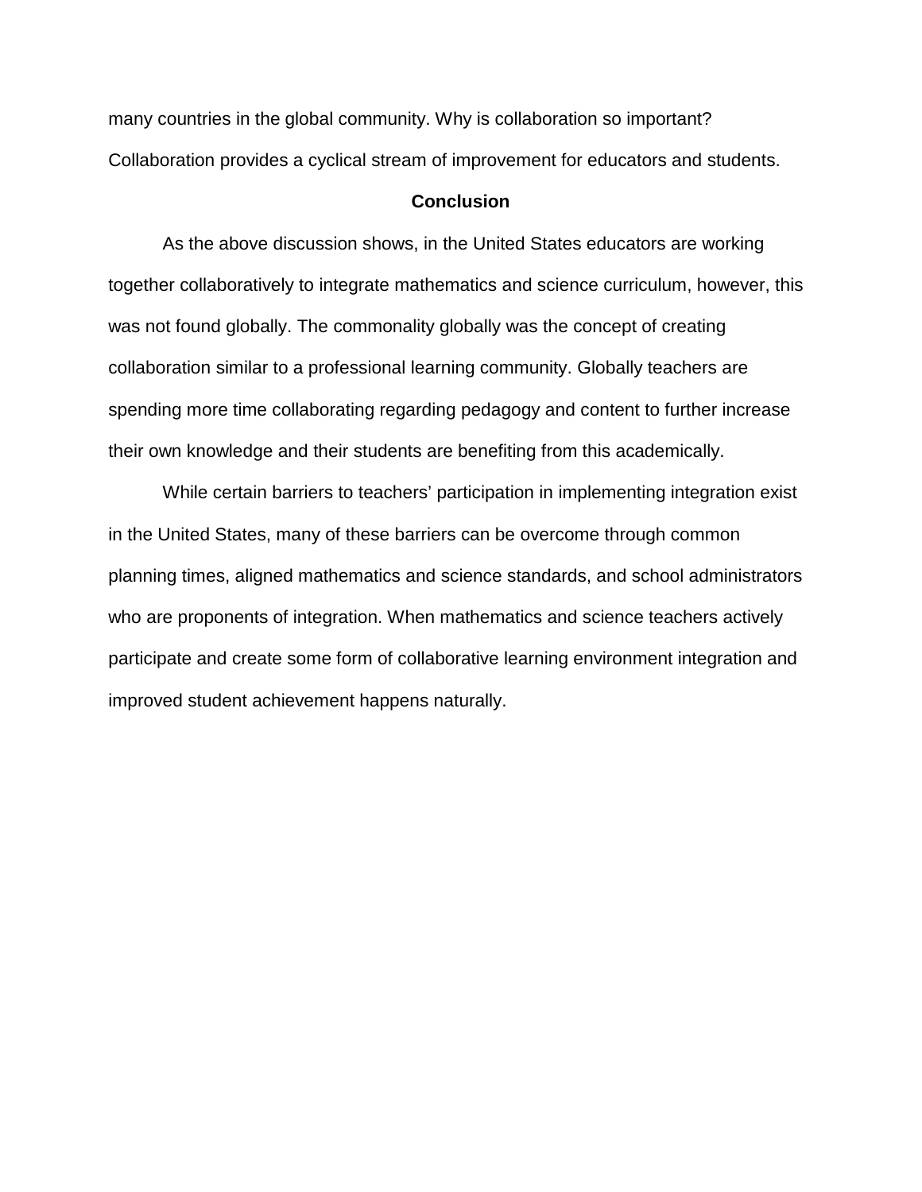many countries in the global community. Why is collaboration so important? Collaboration provides a cyclical stream of improvement for educators and students.

## Conclusion

As the above discussion shows, in the United States educators are working together collaboratively to integrate mathematics and science curriculum, however, this was not found globally. The commonality globally was the concept of creating collaboration similar to a professional learning community. Globally teachers are spending more time collaborating regarding pedagogy and content to further increase their own knowledge and their students are benefiting from this academically.

While certain barriers to teachers' participation in implementing integration exist in the United States, many of these barriers can be overcome through common planning times, aligned mathematics and science standards, and school administrators who are proponents of integration. When mathematics and science teachers actively participate and create some form of collaborative learning environment integration and improved student achievement happens naturally.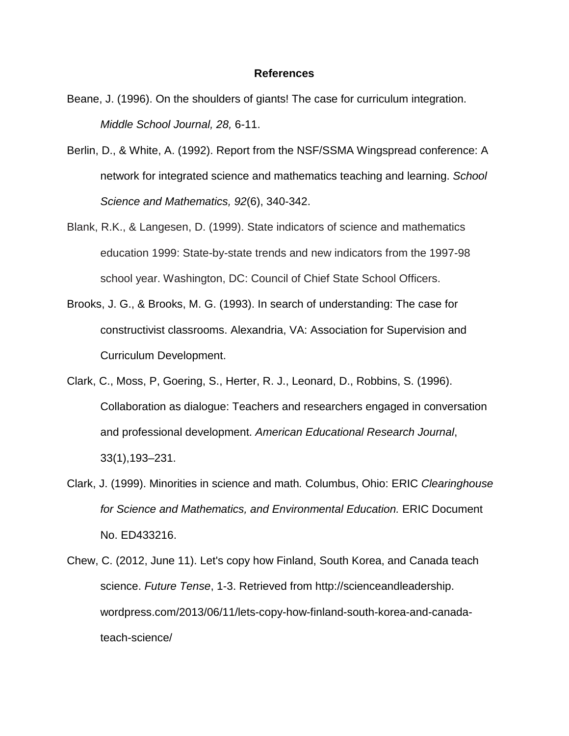## References

Beane, J. (1996). On the shoulders of giants! The case for curriculum integration. *Middle School Journal, 28,* 6-11.

Berlin, D., & White, A. (1992). Report from the NSF/SSMA Wingspread conference: A network for integrated science and mathematics teaching and learning. *School Science and Mathematics, 92*(6), 340-342.

Blank, R.K., & Langesen, D. (1999). State indicators of science and mathematics education 1999: State-by-state trends and new indicators from the 1997-98 school year. Washington, DC: Council of Chief State School Officers.

Brooks, J. G., & Brooks, M. G. (1993). In search of understanding: The case for constructivist classrooms. Alexandria, VA: Association for Supervision and Curriculum Development.

Clark, C., Moss, P, Goering, S., Herter, R. J., Leonard, D., Robbins, S. (1996). Collaboration as dialogue: Teachers and researchers engaged in conversation and professional development. *American Educational Research Journal*, 33(1),193–231.

Clark, J. (1999). Minorities in science and math. Columbus, Ohio: ERIC *Clearinghouse for Science and Mathematics, and Environmental Education.* ERIC Document No. ED433216.

Chew, C. (2012, June 11). Let's copy how Finland, South Korea, and Canada teach science. *Future Tense*, 1-3. Retrieved from http://scienceandleadership.wordpress.com/2013/06/11/lets-copy-how-finland-south-korea-and-canada-teach-science/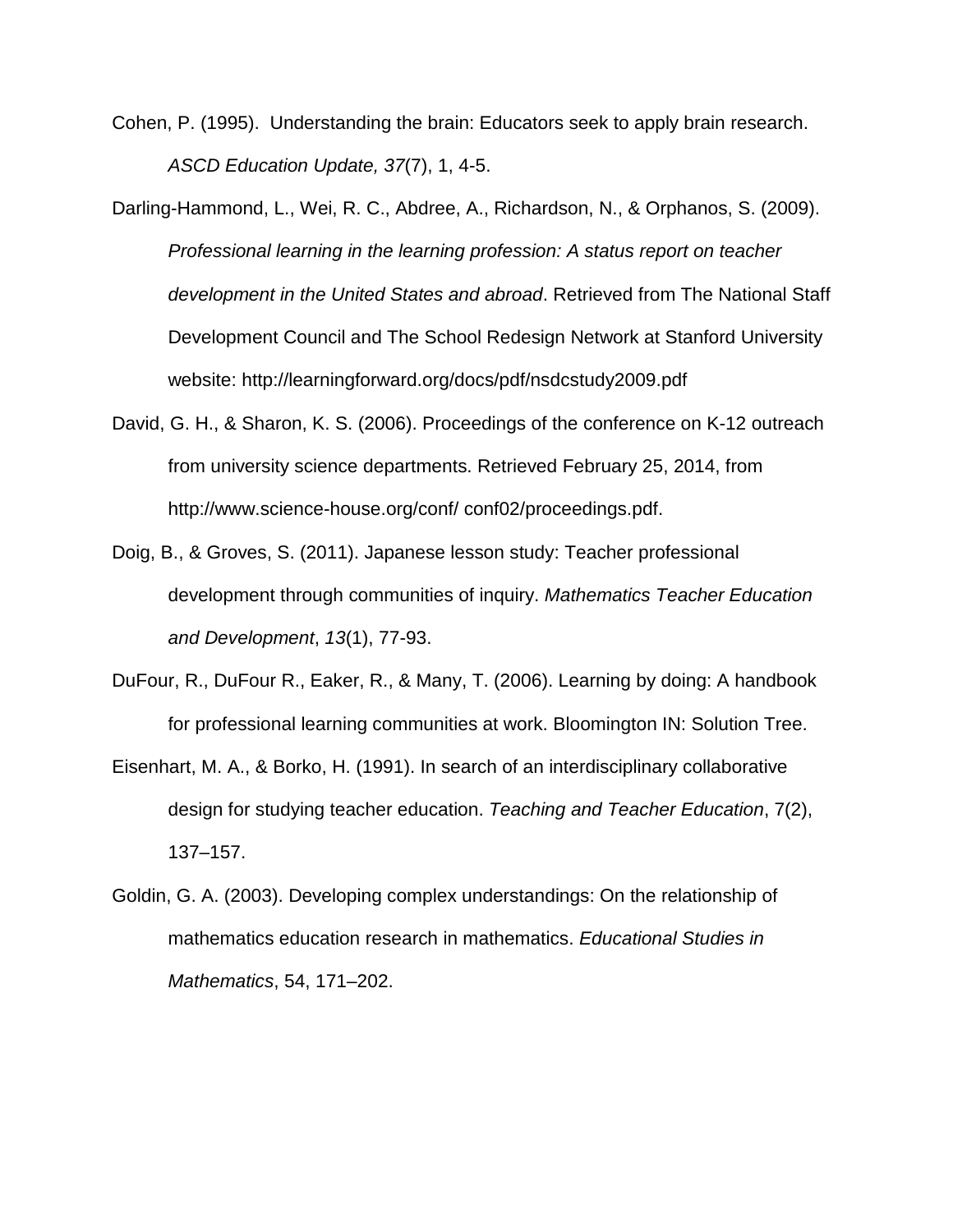Cohen, P. (1995).  Understanding the brain: Educators seek to apply brain research. *ASCD Education Update, 37*(7), 1, 4-5.

Darling-Hammond, L., Wei, R. C., Abdree, A., Richardson, N., & Orphanos, S. (2009). *Professional learning in the learning profession: A status report on teacher development in the United States and abroad*. Retrieved from The National Staff Development Council and The School Redesign Network at Stanford University website: http://learningforward.org/docs/pdf/nsdcstudy2009.pdf

David, G. H., & Sharon, K. S. (2006). Proceedings of the conference on K-12 outreach from university science departments. Retrieved February 25, 2014, from http://www.science-house.org/conf/ conf02/proceedings.pdf.

Doig, B., & Groves, S. (2011). Japanese lesson study: Teacher professional development through communities of inquiry. *Mathematics Teacher Education and Development*, *13*(1), 77-93.

DuFour, R., DuFour R., Eaker, R., & Many, T. (2006). Learning by doing: A handbook for professional learning communities at work. Bloomington IN: Solution Tree.

Eisenhart, M. A., & Borko, H. (1991). In search of an interdisciplinary collaborative design for studying teacher education. *Teaching and Teacher Education*, 7(2), 137–157.

Goldin, G. A. (2003). Developing complex understandings: On the relationship of mathematics education research in mathematics. *Educational Studies in Mathematics*, 54, 171–202.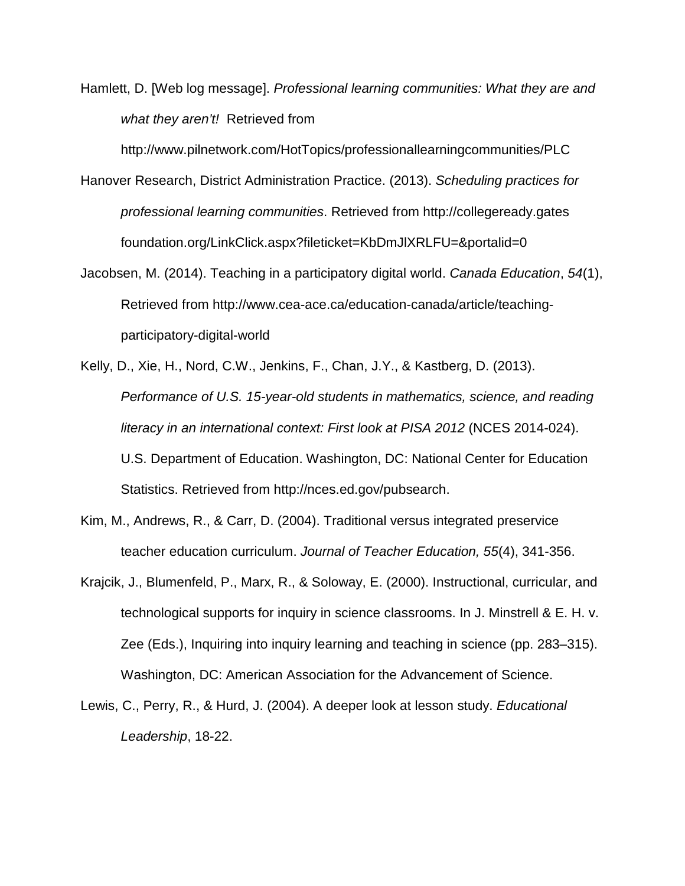Hamlett, D. [Web log message]. *Professional learning communities: What they are and what they aren't!* Retrieved from http://www.pilnetwork.com/HotTopics/professionallearningcommunities/PLC

Hanover Research, District Administration Practice. (2013). *Scheduling practices for professional learning communities*. Retrieved from http://collegeready.gates foundation.org/LinkClick.aspx?fileticket=KbDmJlXRLFU=&portalid=0

Jacobsen, M. (2014). Teaching in a participatory digital world. *Canada Education*, *54*(1), Retrieved from http://www.cea-ace.ca/education-canada/article/teaching-participatory-digital-world

Kelly, D., Xie, H., Nord, C.W., Jenkins, F., Chan, J.Y., & Kastberg, D. (2013). *Performance of U.S. 15-year-old students in mathematics, science, and reading literacy in an international context: First look at PISA 2012* (NCES 2014-024). U.S. Department of Education. Washington, DC: National Center for Education Statistics. Retrieved from http://nces.ed.gov/pubsearch.

Kim, M., Andrews, R., & Carr, D. (2004). Traditional versus integrated preservice teacher education curriculum. *Journal of Teacher Education, 55*(4), 341-356.

Krajcik, J., Blumenfeld, P., Marx, R., & Soloway, E. (2000). Instructional, curricular, and technological supports for inquiry in science classrooms. In J. Minstrell & E. H. v. Zee (Eds.), Inquiring into inquiry learning and teaching in science (pp. 283–315). Washington, DC: American Association for the Advancement of Science.

Lewis, C., Perry, R., & Hurd, J. (2004). A deeper look at lesson study. *Educational Leadership*, 18-22.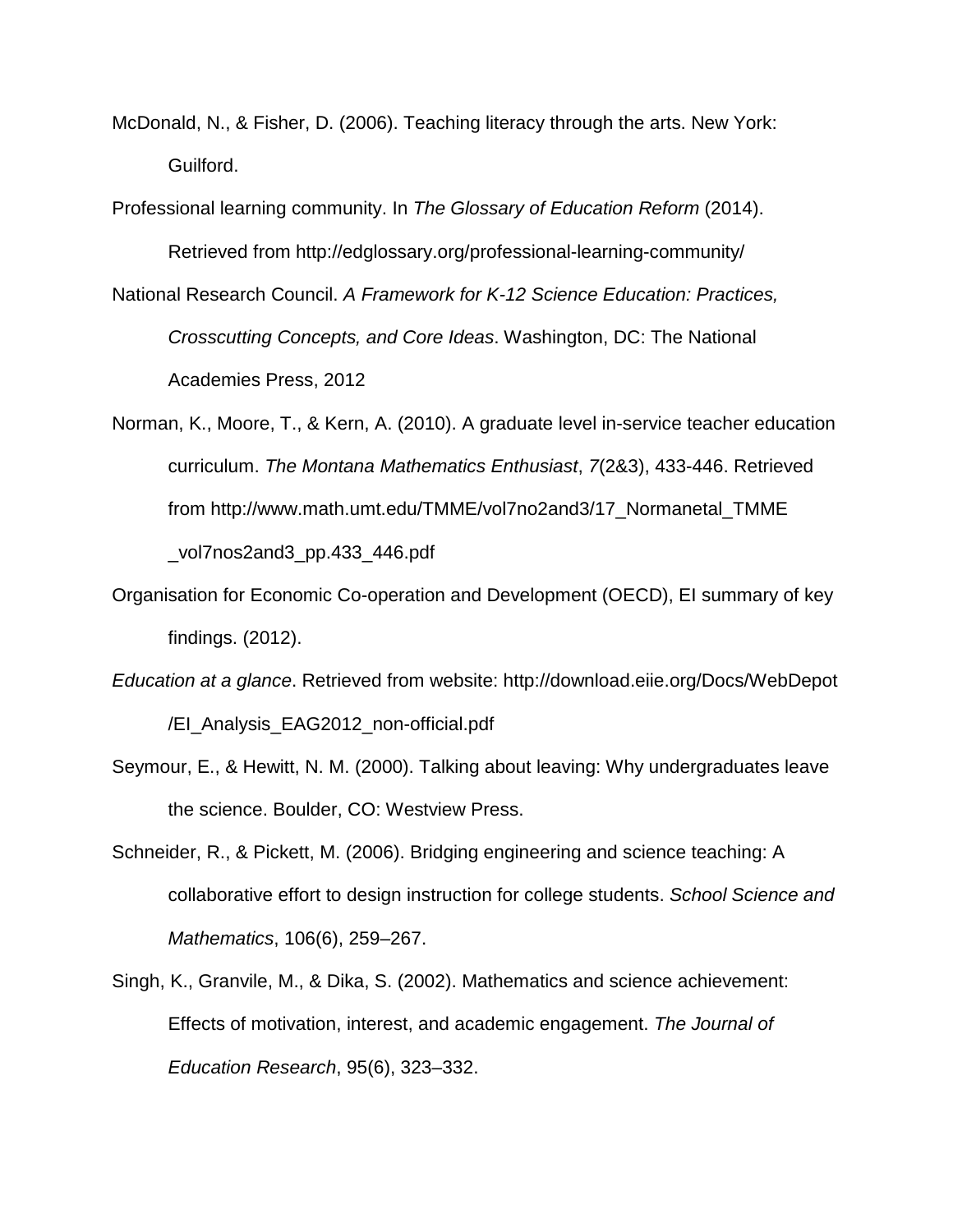McDonald, N., & Fisher, D. (2006). Teaching literacy through the arts. New York: Guilford.

Professional learning community. In *The Glossary of Education Reform* (2014). Retrieved from http://edglossary.org/professional-learning-community/

National Research Council. *A Framework for K-12 Science Education: Practices, Crosscutting Concepts, and Core Ideas*. Washington, DC: The National Academies Press, 2012

Norman, K., Moore, T., & Kern, A. (2010). A graduate level in-service teacher education curriculum. *The Montana Mathematics Enthusiast*, *7*(2&3), 433-446. Retrieved from http://www.math.umt.edu/TMME/vol7no2and3/17_Normanetal_TMME_vol7nos2and3_pp.433_446.pdf

Organisation for Economic Co-operation and Development (OECD), EI summary of key findings. (2012).

*Education at a glance*. Retrieved from website: http://download.eiie.org/Docs/WebDepot/EI_Analysis_EAG2012_non-official.pdf

Seymour, E., & Hewitt, N. M. (2000). Talking about leaving: Why undergraduates leave the science. Boulder, CO: Westview Press.

Schneider, R., & Pickett, M. (2006). Bridging engineering and science teaching: A collaborative effort to design instruction for college students. *School Science and Mathematics*, 106(6), 259–267.

Singh, K., Granvile, M., & Dika, S. (2002). Mathematics and science achievement: Effects of motivation, interest, and academic engagement. *The Journal of Education Research*, 95(6), 323–332.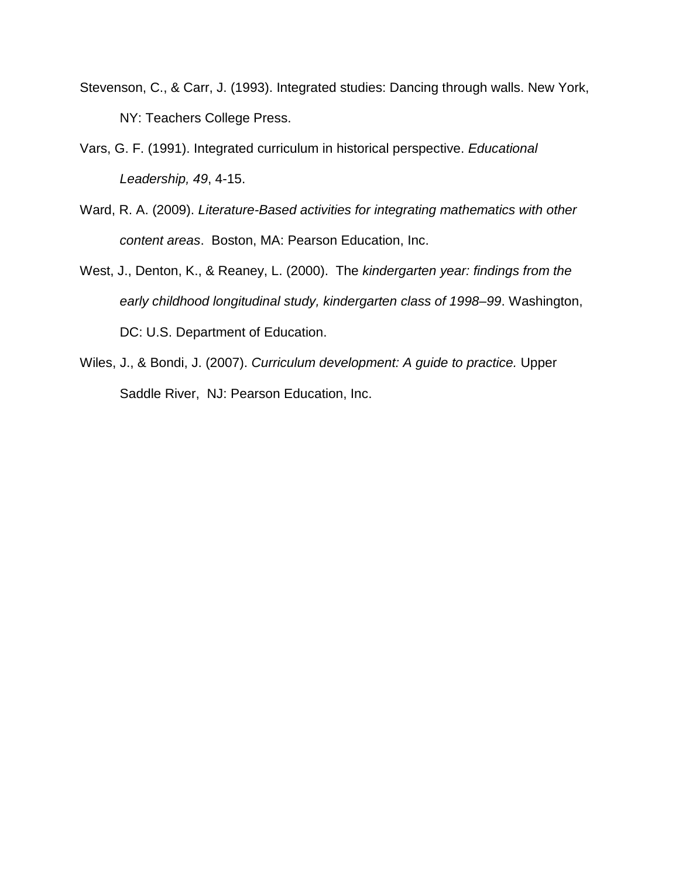Stevenson, C., & Carr, J. (1993). Integrated studies: Dancing through walls. New York, NY: Teachers College Press.

Vars, G. F. (1991). Integrated curriculum in historical perspective. *Educational Leadership, 49*, 4-15.

Ward, R. A. (2009). *Literature-Based activities for integrating mathematics with other content areas*. Boston, MA: Pearson Education, Inc.

West, J., Denton, K., & Reaney, L. (2000). The *kindergarten year: findings from the early childhood longitudinal study, kindergarten class of 1998–99*. Washington, DC: U.S. Department of Education.

Wiles, J., & Bondi, J. (2007). *Curriculum development: A guide to practice.* Upper Saddle River, NJ: Pearson Education, Inc.